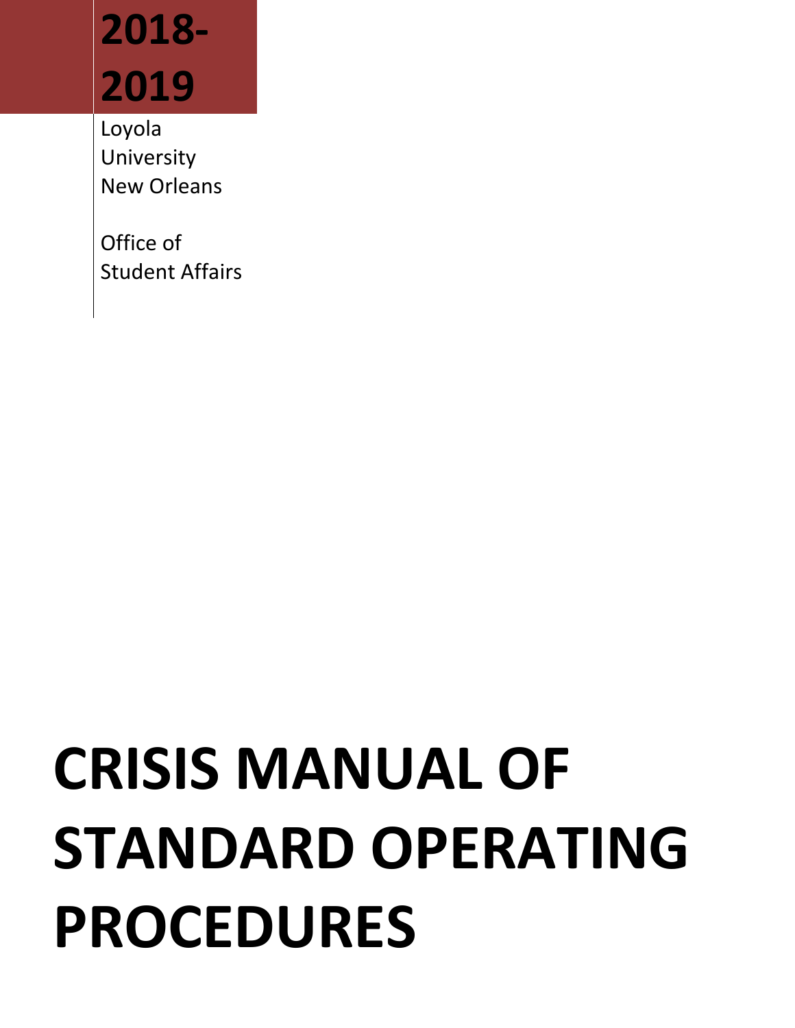**2018-2019**

Loyola University New Orleans

Office of Student Affairs

# CRISIS MANUAL OF STANDARD OPERATING PROCEDURES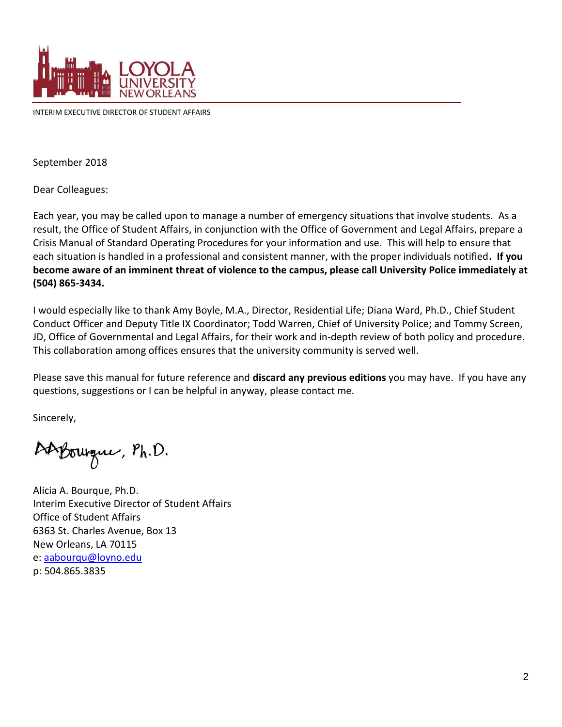LOYOLA UNIVERSITY NEW ORLEANS

INTERIM EXECUTIVE DIRECTOR OF STUDENT AFFAIRS

September 2018

Dear Colleagues:

Each year, you may be called upon to manage a number of emergency situations that involve students. As a result, the Office of Student Affairs, in conjunction with the Office of Government and Legal Affairs, prepare a Crisis Manual of Standard Operating Procedures for your information and use. This will help to ensure that each situation is handled in a professional and consistent manner, with the proper individuals notified**. If you become aware of an imminent threat of violence to the campus, please call University Police immediately at (504) 865-3434.**

I would especially like to thank Amy Boyle, M.A., Director, Residential Life; Diana Ward, Ph.D., Chief Student Conduct Officer and Deputy Title IX Coordinator; Todd Warren, Chief of University Police; and Tommy Screen, JD, Office of Governmental and Legal Affairs, for their work and in-depth review of both policy and procedure. This collaboration among offices ensures that the university community is served well.

Please save this manual for future reference and **discard any previous editions** you may have. If you have any questions, suggestions or I can be helpful in anyway, please contact me.

Sincerely,

AABourque, Ph.D.

Alicia A. Bourque, Ph.D.
Interim Executive Director of Student Affairs
Office of Student Affairs
6363 St. Charles Avenue, Box 13
New Orleans, LA 70115
e: aabourqu@loyno.edu
p: 504.865.3835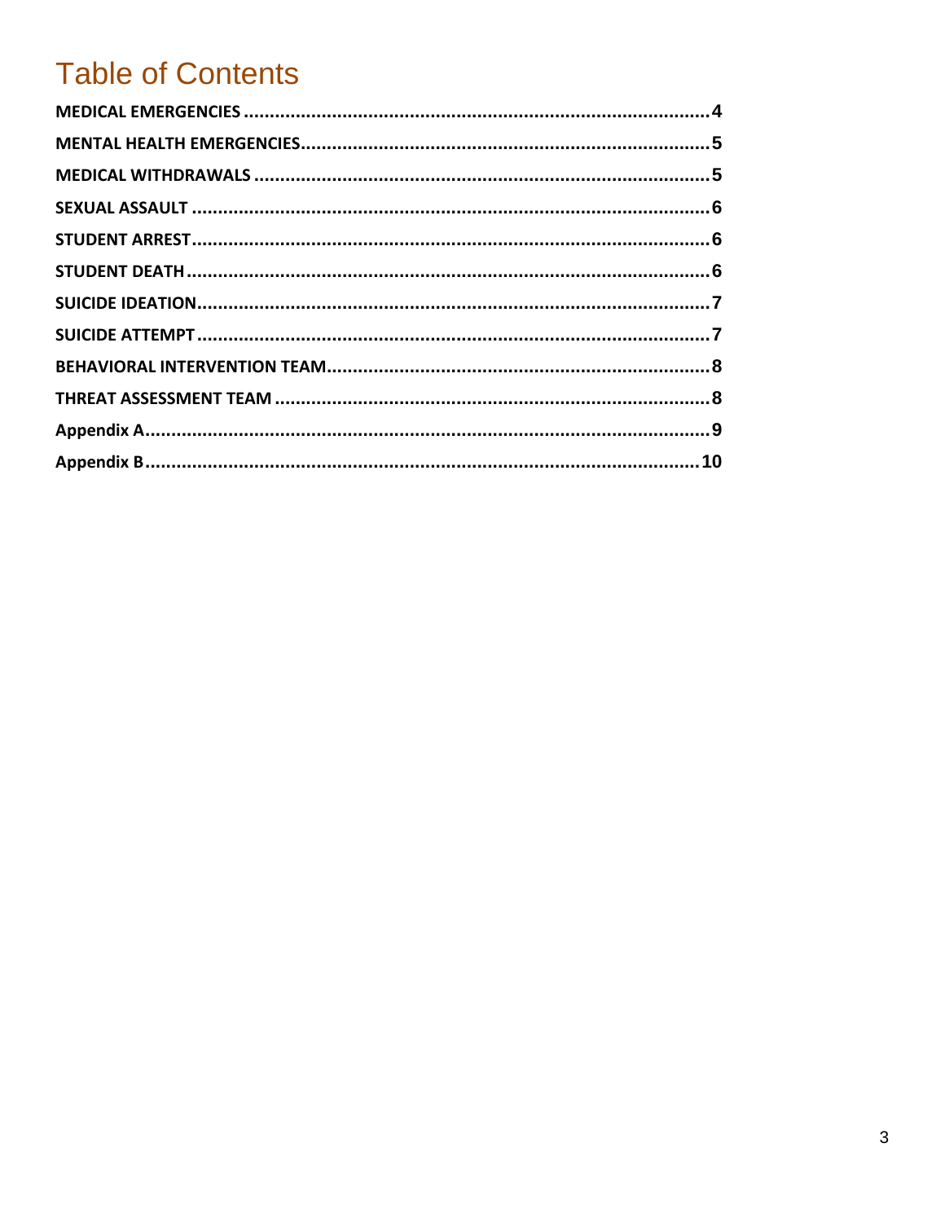# Table of Contents

**MEDICAL EMERGENCIES** ........................................................................................ **4**

**MENTAL HEALTH EMERGENCIES** ............................................................................. **5**

**MEDICAL WITHDRAWALS** ...................................................................................... **5**

**SEXUAL ASSAULT** ................................................................................................. **6**

**STUDENT ARREST** ................................................................................................. **6**

**STUDENT DEATH** ................................................................................................... **6**

**SUICIDE IDEATION** ................................................................................................ **7**

**SUICIDE ATTEMPT** ................................................................................................ **7**

**BEHAVIORAL INTERVENTION TEAM** ........................................................................ **8**

**THREAT ASSESSMENT TEAM** .................................................................................. **8**

**Appendix A** ........................................................................................................... **9**

**Appendix B** ......................................................................................................... **10**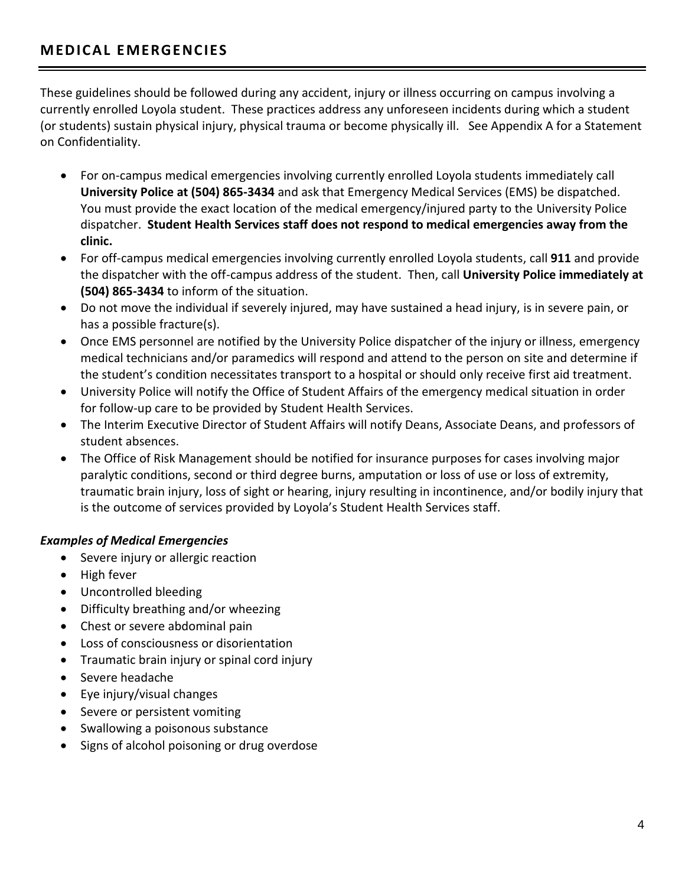## MEDICAL EMERGENCIES

These guidelines should be followed during any accident, injury or illness occurring on campus involving a currently enrolled Loyola student. These practices address any unforeseen incidents during which a student (or students) sustain physical injury, physical trauma or become physically ill. See Appendix A for a Statement on Confidentiality.

- For on-campus medical emergencies involving currently enrolled Loyola students immediately call **University Police at (504) 865-3434** and ask that Emergency Medical Services (EMS) be dispatched. You must provide the exact location of the medical emergency/injured party to the University Police dispatcher. **Student Health Services staff does not respond to medical emergencies away from the clinic.**
- For off-campus medical emergencies involving currently enrolled Loyola students, call **911** and provide the dispatcher with the off-campus address of the student. Then, call **University Police immediately at (504) 865-3434** to inform of the situation.
- Do not move the individual if severely injured, may have sustained a head injury, is in severe pain, or has a possible fracture(s).
- Once EMS personnel are notified by the University Police dispatcher of the injury or illness, emergency medical technicians and/or paramedics will respond and attend to the person on site and determine if the student's condition necessitates transport to a hospital or should only receive first aid treatment.
- University Police will notify the Office of Student Affairs of the emergency medical situation in order for follow-up care to be provided by Student Health Services.
- The Interim Executive Director of Student Affairs will notify Deans, Associate Deans, and professors of student absences.
- The Office of Risk Management should be notified for insurance purposes for cases involving major paralytic conditions, second or third degree burns, amputation or loss of use or loss of extremity, traumatic brain injury, loss of sight or hearing, injury resulting in incontinence, and/or bodily injury that is the outcome of services provided by Loyola's Student Health Services staff.

***Examples of Medical Emergencies***

- Severe injury or allergic reaction
- High fever
- Uncontrolled bleeding
- Difficulty breathing and/or wheezing
- Chest or severe abdominal pain
- Loss of consciousness or disorientation
- Traumatic brain injury or spinal cord injury
- Severe headache
- Eye injury/visual changes
- Severe or persistent vomiting
- Swallowing a poisonous substance
- Signs of alcohol poisoning or drug overdose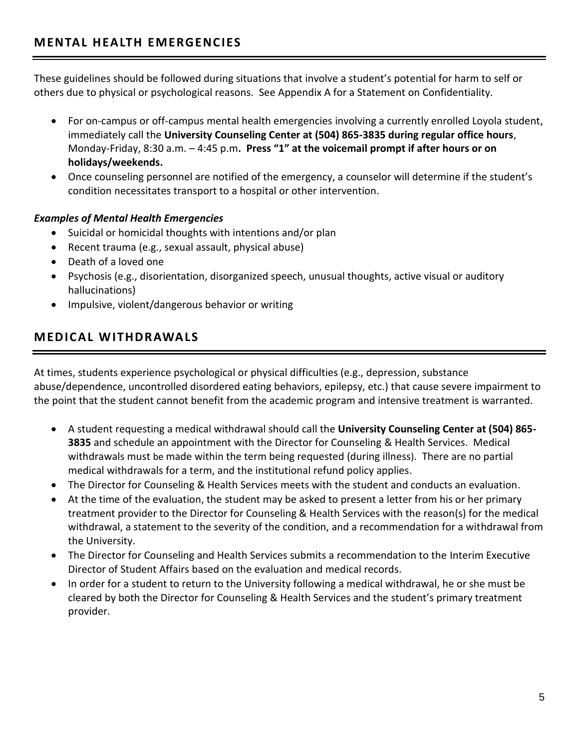## MENTAL HEALTH EMERGENCIES

These guidelines should be followed during situations that involve a student's potential for harm to self or others due to physical or psychological reasons. See Appendix A for a Statement on Confidentiality.

- For on-campus or off-campus mental health emergencies involving a currently enrolled Loyola student, immediately call the **University Counseling Center at (504) 865-3835 during regular office hours**, Monday-Friday, 8:30 a.m. – 4:45 p.m**. Press "1" at the voicemail prompt if after hours or on holidays/weekends.**
- Once counseling personnel are notified of the emergency, a counselor will determine if the student's condition necessitates transport to a hospital or other intervention.

***Examples of Mental Health Emergencies***

- Suicidal or homicidal thoughts with intentions and/or plan
- Recent trauma (e.g., sexual assault, physical abuse)
- Death of a loved one
- Psychosis (e.g., disorientation, disorganized speech, unusual thoughts, active visual or auditory hallucinations)
- Impulsive, violent/dangerous behavior or writing

## MEDICAL WITHDRAWALS

At times, students experience psychological or physical difficulties (e.g., depression, substance abuse/dependence, uncontrolled disordered eating behaviors, epilepsy, etc.) that cause severe impairment to the point that the student cannot benefit from the academic program and intensive treatment is warranted.

- A student requesting a medical withdrawal should call the **University Counseling Center at (504) 865-3835** and schedule an appointment with the Director for Counseling & Health Services. Medical withdrawals must be made within the term being requested (during illness). There are no partial medical withdrawals for a term, and the institutional refund policy applies.
- The Director for Counseling & Health Services meets with the student and conducts an evaluation.
- At the time of the evaluation, the student may be asked to present a letter from his or her primary treatment provider to the Director for Counseling & Health Services with the reason(s) for the medical withdrawal, a statement to the severity of the condition, and a recommendation for a withdrawal from the University.
- The Director for Counseling and Health Services submits a recommendation to the Interim Executive Director of Student Affairs based on the evaluation and medical records.
- In order for a student to return to the University following a medical withdrawal, he or she must be cleared by both the Director for Counseling & Health Services and the student's primary treatment provider.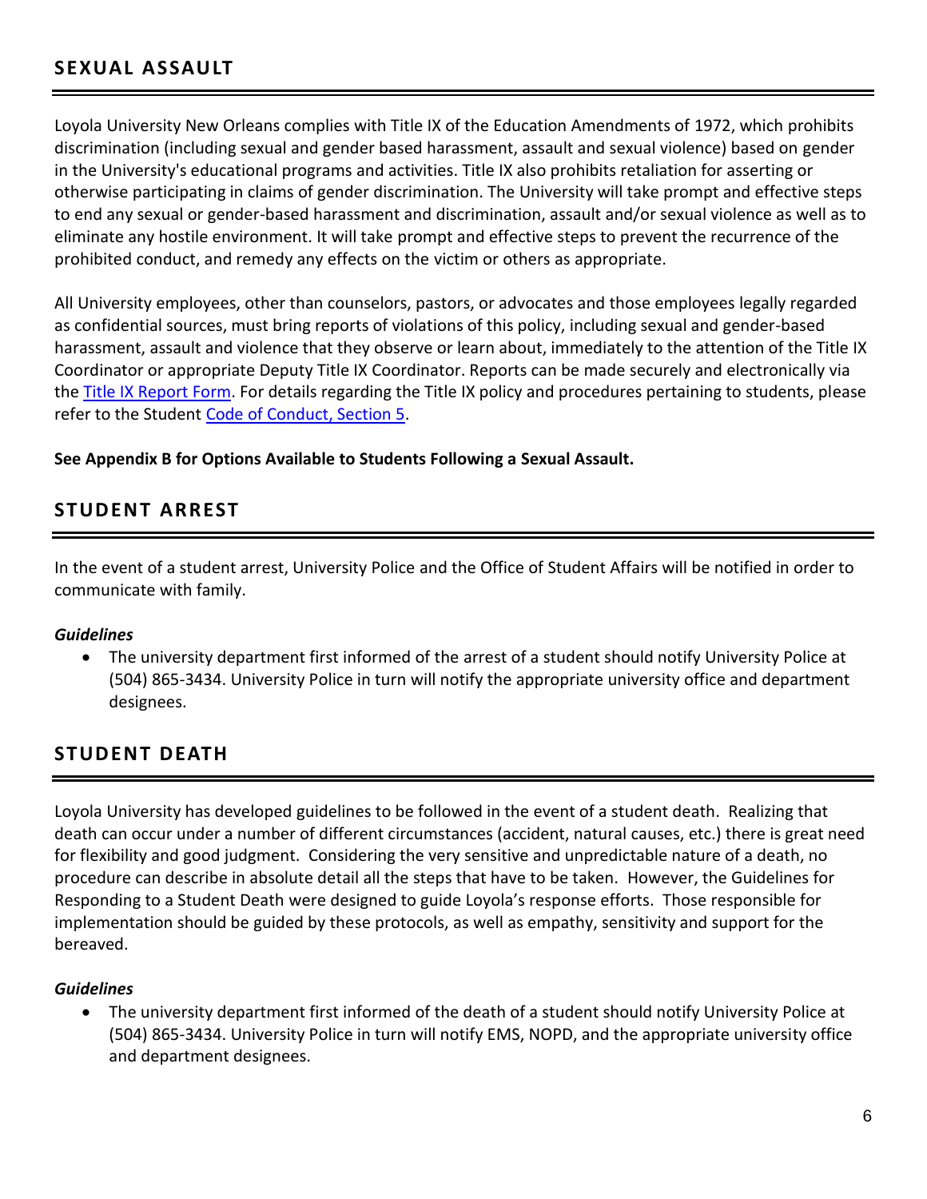## SEXUAL ASSAULT

Loyola University New Orleans complies with Title IX of the Education Amendments of 1972, which prohibits discrimination (including sexual and gender based harassment, assault and sexual violence) based on gender in the University's educational programs and activities. Title IX also prohibits retaliation for asserting or otherwise participating in claims of gender discrimination. The University will take prompt and effective steps to end any sexual or gender-based harassment and discrimination, assault and/or sexual violence as well as to eliminate any hostile environment. It will take prompt and effective steps to prevent the recurrence of the prohibited conduct, and remedy any effects on the victim or others as appropriate.

All University employees, other than counselors, pastors, or advocates and those employees legally regarded as confidential sources, must bring reports of violations of this policy, including sexual and gender-based harassment, assault and violence that they observe or learn about, immediately to the attention of the Title IX Coordinator or appropriate Deputy Title IX Coordinator. Reports can be made securely and electronically via the Title IX Report Form. For details regarding the Title IX policy and procedures pertaining to students, please refer to the Student Code of Conduct, Section 5.

**See Appendix B for Options Available to Students Following a Sexual Assault.**

## STUDENT ARREST

In the event of a student arrest, University Police and the Office of Student Affairs will be notified in order to communicate with family.

***Guidelines***

- The university department first informed of the arrest of a student should notify University Police at (504) 865-3434. University Police in turn will notify the appropriate university office and department designees.

## STUDENT DEATH

Loyola University has developed guidelines to be followed in the event of a student death. Realizing that death can occur under a number of different circumstances (accident, natural causes, etc.) there is great need for flexibility and good judgment. Considering the very sensitive and unpredictable nature of a death, no procedure can describe in absolute detail all the steps that have to be taken. However, the Guidelines for Responding to a Student Death were designed to guide Loyola's response efforts. Those responsible for implementation should be guided by these protocols, as well as empathy, sensitivity and support for the bereaved.

***Guidelines***

- The university department first informed of the death of a student should notify University Police at (504) 865-3434. University Police in turn will notify EMS, NOPD, and the appropriate university office and department designees.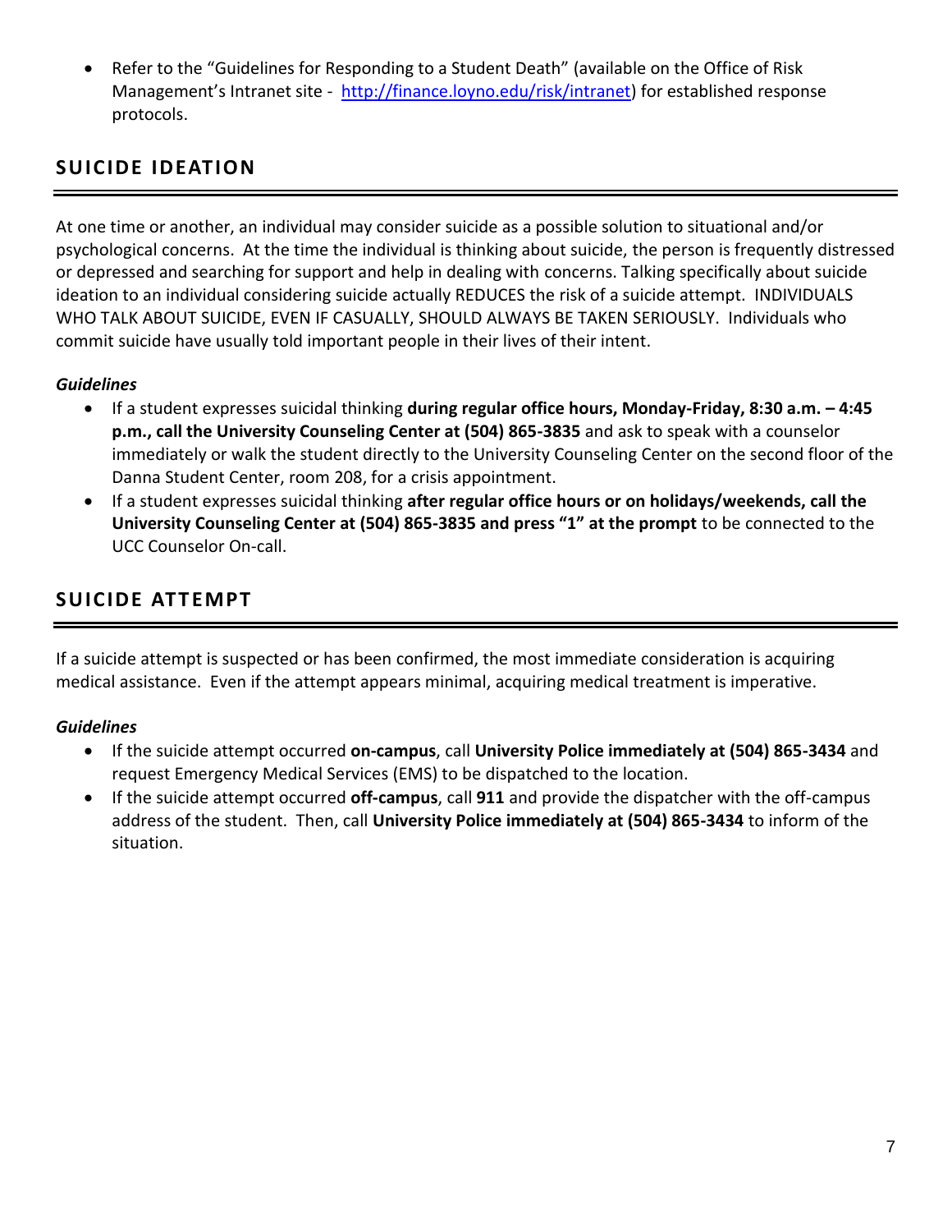- Refer to the "Guidelines for Responding to a Student Death" (available on the Office of Risk Management's Intranet site - [http://finance.loyno.edu/risk/intranet](http://finance.loyno.edu/risk/intranet)) for established response protocols.

## SUICIDE IDEATION

At one time or another, an individual may consider suicide as a possible solution to situational and/or psychological concerns. At the time the individual is thinking about suicide, the person is frequently distressed or depressed and searching for support and help in dealing with concerns. Talking specifically about suicide ideation to an individual considering suicide actually REDUCES the risk of a suicide attempt. INDIVIDUALS WHO TALK ABOUT SUICIDE, EVEN IF CASUALLY, SHOULD ALWAYS BE TAKEN SERIOUSLY. Individuals who commit suicide have usually told important people in their lives of their intent.

***Guidelines***

- If a student expresses suicidal thinking **during regular office hours, Monday-Friday, 8:30 a.m. – 4:45 p.m., call the University Counseling Center at (504) 865-3835** and ask to speak with a counselor immediately or walk the student directly to the University Counseling Center on the second floor of the Danna Student Center, room 208, for a crisis appointment.
- If a student expresses suicidal thinking **after regular office hours or on holidays/weekends, call the University Counseling Center at (504) 865-3835 and press "1" at the prompt** to be connected to the UCC Counselor On-call.

## SUICIDE ATTEMPT

If a suicide attempt is suspected or has been confirmed, the most immediate consideration is acquiring medical assistance. Even if the attempt appears minimal, acquiring medical treatment is imperative.

***Guidelines***

- If the suicide attempt occurred **on-campus**, call **University Police immediately at (504) 865-3434** and request Emergency Medical Services (EMS) to be dispatched to the location.
- If the suicide attempt occurred **off-campus**, call **911** and provide the dispatcher with the off-campus address of the student. Then, call **University Police immediately at (504) 865-3434** to inform of the situation.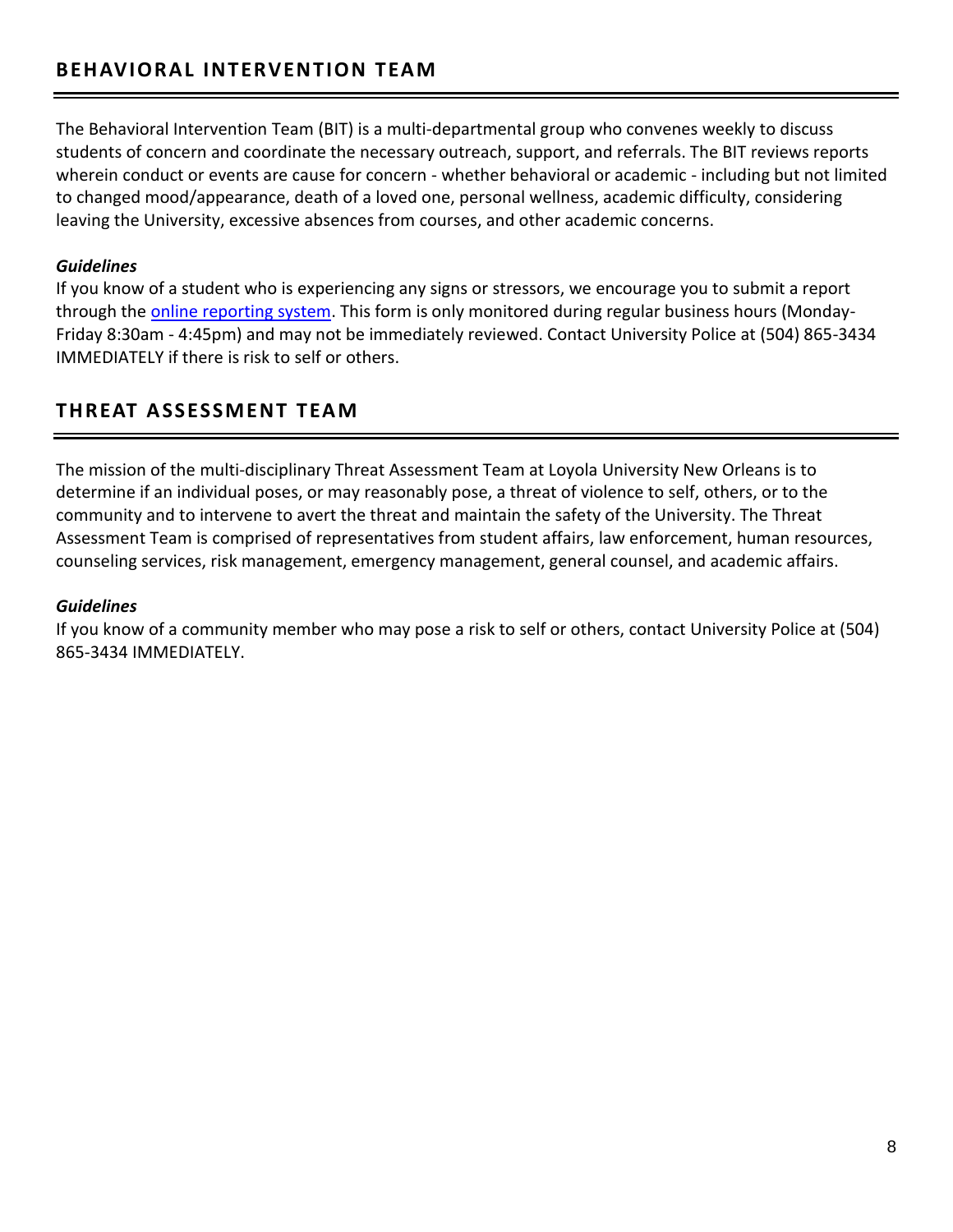## BEHAVIORAL INTERVENTION TEAM

The Behavioral Intervention Team (BIT) is a multi-departmental group who convenes weekly to discuss students of concern and coordinate the necessary outreach, support, and referrals. The BIT reviews reports wherein conduct or events are cause for concern - whether behavioral or academic - including but not limited to changed mood/appearance, death of a loved one, personal wellness, academic difficulty, considering leaving the University, excessive absences from courses, and other academic concerns.

***Guidelines***

If you know of a student who is experiencing any signs or stressors, we encourage you to submit a report through the online reporting system. This form is only monitored during regular business hours (Monday-Friday 8:30am - 4:45pm) and may not be immediately reviewed. Contact University Police at (504) 865-3434 IMMEDIATELY if there is risk to self or others.

## THREAT ASSESSMENT TEAM

The mission of the multi-disciplinary Threat Assessment Team at Loyola University New Orleans is to determine if an individual poses, or may reasonably pose, a threat of violence to self, others, or to the community and to intervene to avert the threat and maintain the safety of the University. The Threat Assessment Team is comprised of representatives from student affairs, law enforcement, human resources, counseling services, risk management, emergency management, general counsel, and academic affairs.

***Guidelines***

If you know of a community member who may pose a risk to self or others, contact University Police at (504) 865-3434 IMMEDIATELY.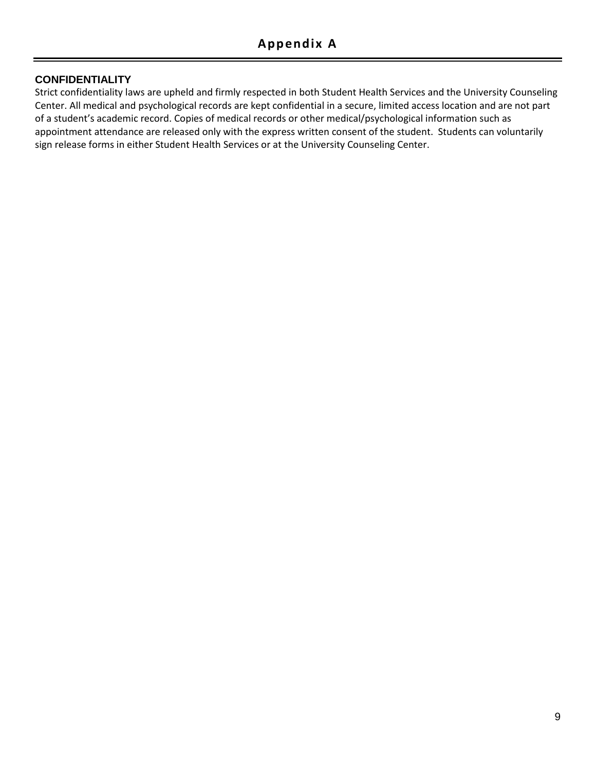# Appendix A

## CONFIDENTIALITY

Strict confidentiality laws are upheld and firmly respected in both Student Health Services and the University Counseling Center. All medical and psychological records are kept confidential in a secure, limited access location and are not part of a student's academic record. Copies of medical records or other medical/psychological information such as appointment attendance are released only with the express written consent of the student. Students can voluntarily sign release forms in either Student Health Services or at the University Counseling Center.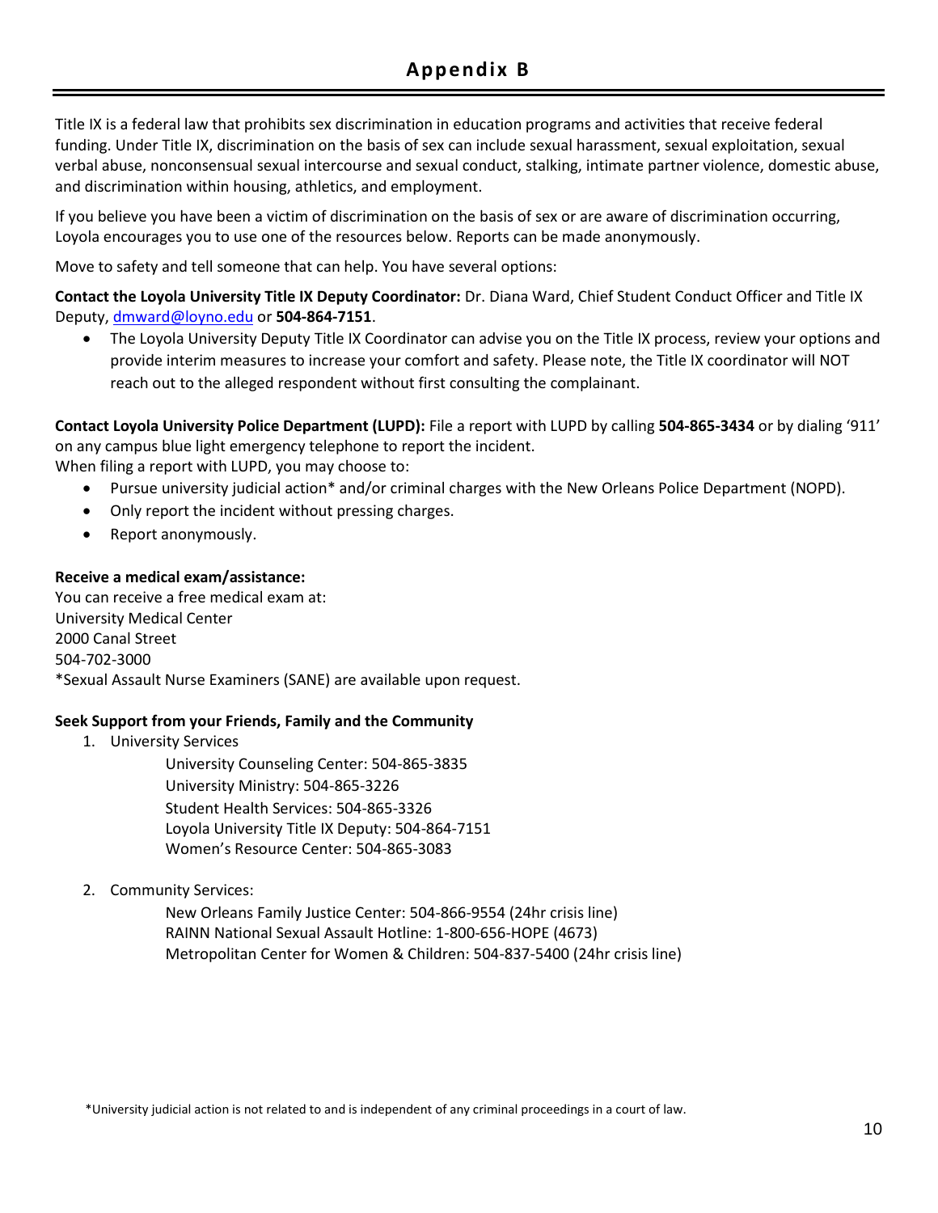# Appendix B

Title IX is a federal law that prohibits sex discrimination in education programs and activities that receive federal funding. Under Title IX, discrimination on the basis of sex can include sexual harassment, sexual exploitation, sexual verbal abuse, nonconsensual sexual intercourse and sexual conduct, stalking, intimate partner violence, domestic abuse, and discrimination within housing, athletics, and employment.

If you believe you have been a victim of discrimination on the basis of sex or are aware of discrimination occurring, Loyola encourages you to use one of the resources below. Reports can be made anonymously.

Move to safety and tell someone that can help. You have several options:

**Contact the Loyola University Title IX Deputy Coordinator:** Dr. Diana Ward, Chief Student Conduct Officer and Title IX Deputy, dmward@loyno.edu or **504-864-7151**.

- The Loyola University Deputy Title IX Coordinator can advise you on the Title IX process, review your options and provide interim measures to increase your comfort and safety. Please note, the Title IX coordinator will NOT reach out to the alleged respondent without first consulting the complainant.

**Contact Loyola University Police Department (LUPD):** File a report with LUPD by calling **504-865-3434** or by dialing '911' on any campus blue light emergency telephone to report the incident.
When filing a report with LUPD, you may choose to:

- Pursue university judicial action* and/or criminal charges with the New Orleans Police Department (NOPD).
- Only report the incident without pressing charges.
- Report anonymously.

**Receive a medical exam/assistance:**
You can receive a free medical exam at:
University Medical Center
2000 Canal Street
504-702-3000
*Sexual Assault Nurse Examiners (SANE) are available upon request.

**Seek Support from your Friends, Family and the Community**

1. University Services
   University Counseling Center: 504-865-3835
   University Ministry: 504-865-3226
   Student Health Services: 504-865-3326
   Loyola University Title IX Deputy: 504-864-7151
   Women's Resource Center: 504-865-3083

2. Community Services:
   New Orleans Family Justice Center: 504-866-9554 (24hr crisis line)
   RAINN National Sexual Assault Hotline: 1-800-656-HOPE (4673)
   Metropolitan Center for Women & Children: 504-837-5400 (24hr crisis line)

*University judicial action is not related to and is independent of any criminal proceedings in a court of law.